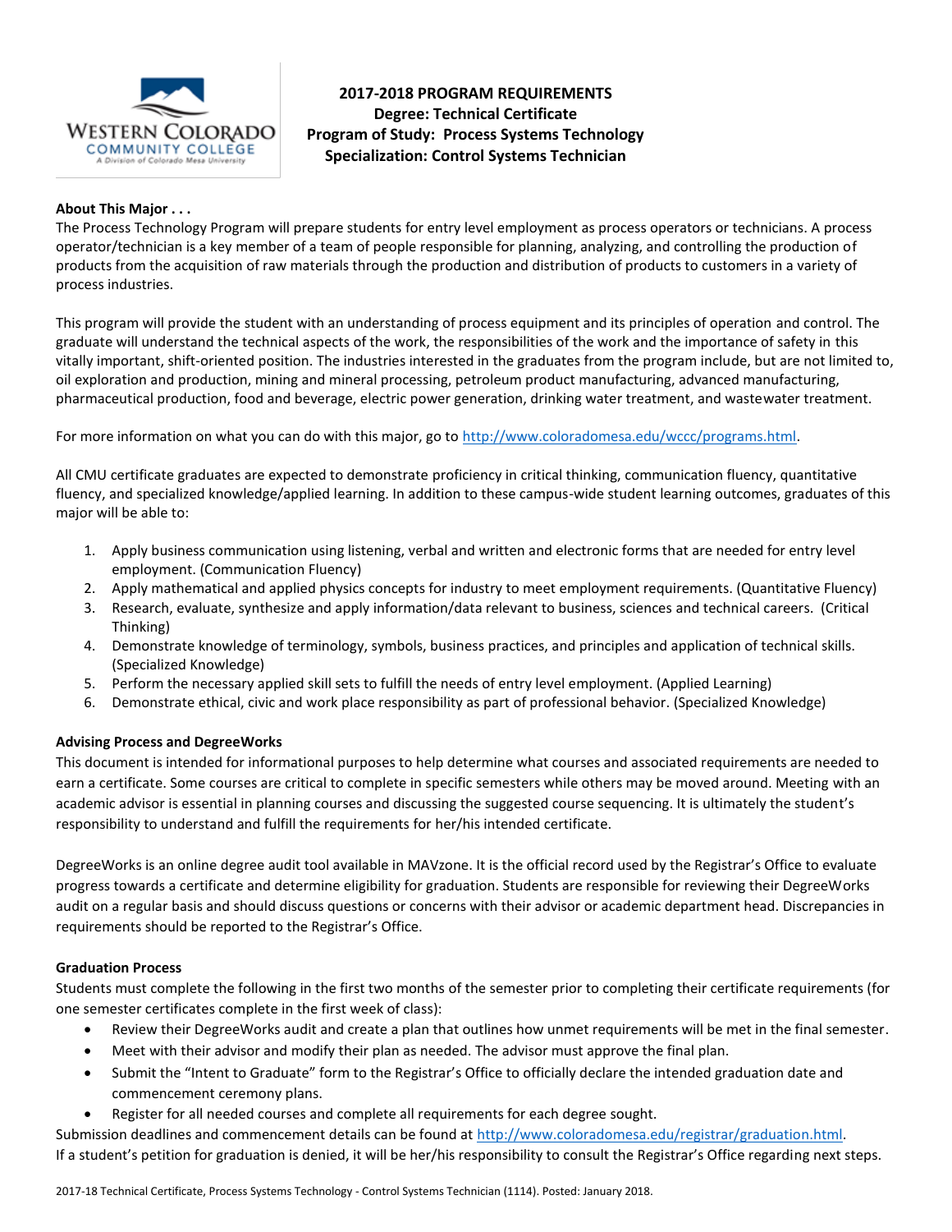# 2017-2018 PROGRAM REQUIREMENTS
## Degree: Technical Certificate
## Program of Study: Process Systems Technology
## Specialization: Control Systems Technician

**About This Major . . .**

The Process Technology Program will prepare students for entry level employment as process operators or technicians. A process operator/technician is a key member of a team of people responsible for planning, analyzing, and controlling the production of products from the acquisition of raw materials through the production and distribution of products to customers in a variety of process industries.

This program will provide the student with an understanding of process equipment and its principles of operation and control. The graduate will understand the technical aspects of the work, the responsibilities of the work and the importance of safety in this vitally important, shift-oriented position. The industries interested in the graduates from the program include, but are not limited to, oil exploration and production, mining and mineral processing, petroleum product manufacturing, advanced manufacturing, pharmaceutical production, food and beverage, electric power generation, drinking water treatment, and wastewater treatment.

For more information on what you can do with this major, go to http://www.coloradomesa.edu/wccc/programs.html.

All CMU certificate graduates are expected to demonstrate proficiency in critical thinking, communication fluency, quantitative fluency, and specialized knowledge/applied learning. In addition to these campus-wide student learning outcomes, graduates of this major will be able to:

1. Apply business communication using listening, verbal and written and electronic forms that are needed for entry level employment. (Communication Fluency)
2. Apply mathematical and applied physics concepts for industry to meet employment requirements. (Quantitative Fluency)
3. Research, evaluate, synthesize and apply information/data relevant to business, sciences and technical careers. (Critical Thinking)
4. Demonstrate knowledge of terminology, symbols, business practices, and principles and application of technical skills. (Specialized Knowledge)
5. Perform the necessary applied skill sets to fulfill the needs of entry level employment. (Applied Learning)
6. Demonstrate ethical, civic and work place responsibility as part of professional behavior. (Specialized Knowledge)

**Advising Process and DegreeWorks**

This document is intended for informational purposes to help determine what courses and associated requirements are needed to earn a certificate. Some courses are critical to complete in specific semesters while others may be moved around. Meeting with an academic advisor is essential in planning courses and discussing the suggested course sequencing. It is ultimately the student's responsibility to understand and fulfill the requirements for her/his intended certificate.

DegreeWorks is an online degree audit tool available in MAVzone. It is the official record used by the Registrar's Office to evaluate progress towards a certificate and determine eligibility for graduation. Students are responsible for reviewing their DegreeWorks audit on a regular basis and should discuss questions or concerns with their advisor or academic department head. Discrepancies in requirements should be reported to the Registrar's Office.

**Graduation Process**

Students must complete the following in the first two months of the semester prior to completing their certificate requirements (for one semester certificates complete in the first week of class):

- Review their DegreeWorks audit and create a plan that outlines how unmet requirements will be met in the final semester.
- Meet with their advisor and modify their plan as needed. The advisor must approve the final plan.
- Submit the "Intent to Graduate" form to the Registrar's Office to officially declare the intended graduation date and commencement ceremony plans.
- Register for all needed courses and complete all requirements for each degree sought.

Submission deadlines and commencement details can be found at http://www.coloradomesa.edu/registrar/graduation.html.
If a student's petition for graduation is denied, it will be her/his responsibility to consult the Registrar's Office regarding next steps.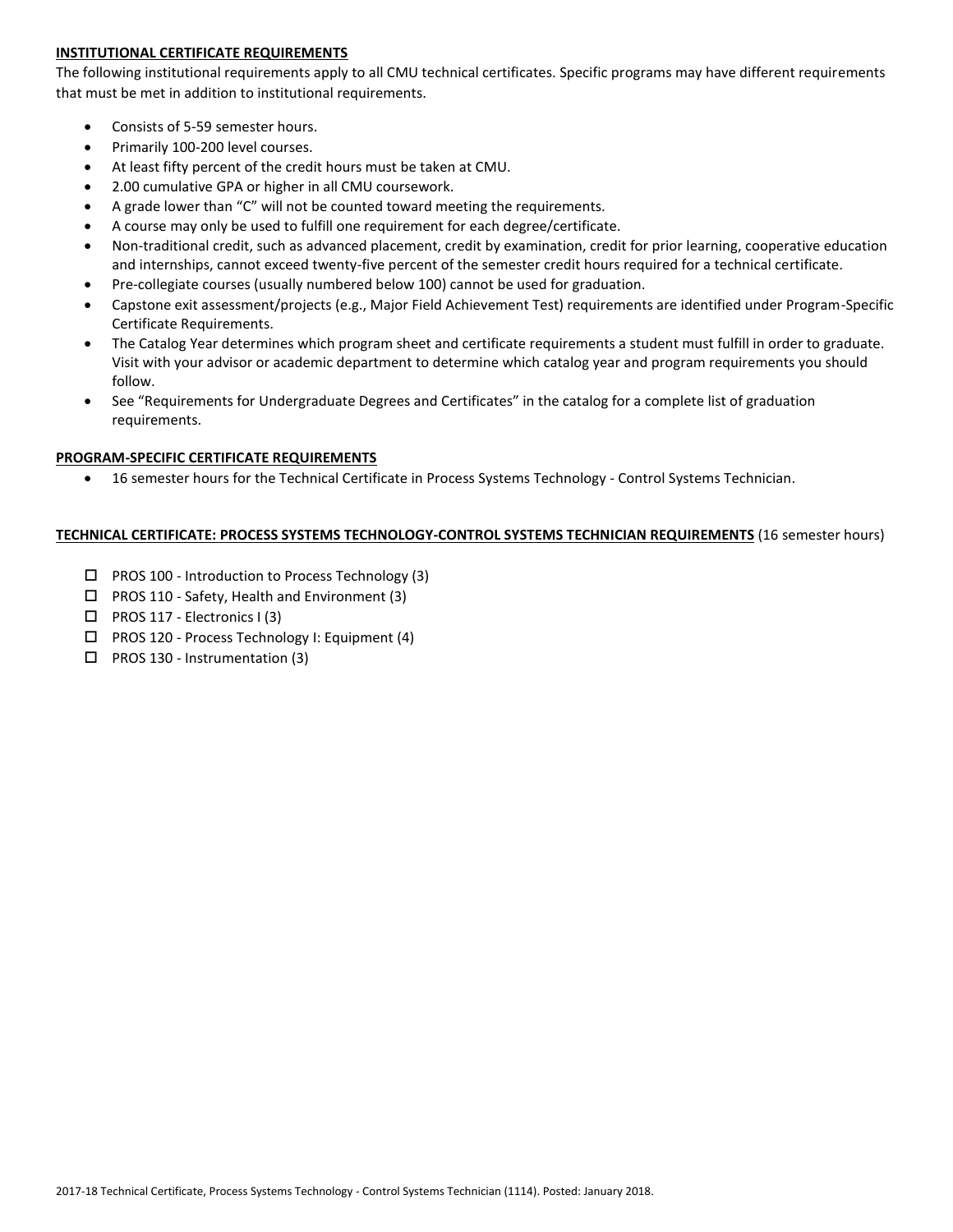**INSTITUTIONAL CERTIFICATE REQUIREMENTS**

The following institutional requirements apply to all CMU technical certificates. Specific programs may have different requirements that must be met in addition to institutional requirements.

- Consists of 5-59 semester hours.
- Primarily 100-200 level courses.
- At least fifty percent of the credit hours must be taken at CMU.
- 2.00 cumulative GPA or higher in all CMU coursework.
- A grade lower than "C" will not be counted toward meeting the requirements.
- A course may only be used to fulfill one requirement for each degree/certificate.
- Non-traditional credit, such as advanced placement, credit by examination, credit for prior learning, cooperative education and internships, cannot exceed twenty-five percent of the semester credit hours required for a technical certificate.
- Pre-collegiate courses (usually numbered below 100) cannot be used for graduation.
- Capstone exit assessment/projects (e.g., Major Field Achievement Test) requirements are identified under Program-Specific Certificate Requirements.
- The Catalog Year determines which program sheet and certificate requirements a student must fulfill in order to graduate. Visit with your advisor or academic department to determine which catalog year and program requirements you should follow.
- See "Requirements for Undergraduate Degrees and Certificates" in the catalog for a complete list of graduation requirements.

**PROGRAM-SPECIFIC CERTIFICATE REQUIREMENTS**

- 16 semester hours for the Technical Certificate in Process Systems Technology - Control Systems Technician.

**TECHNICAL CERTIFICATE: PROCESS SYSTEMS TECHNOLOGY-CONTROL SYSTEMS TECHNICIAN REQUIREMENTS** (16 semester hours)

- ☐ PROS 100 - Introduction to Process Technology (3)
- ☐ PROS 110 - Safety, Health and Environment (3)
- ☐ PROS 117 - Electronics I (3)
- ☐ PROS 120 - Process Technology I: Equipment (4)
- ☐ PROS 130 - Instrumentation (3)